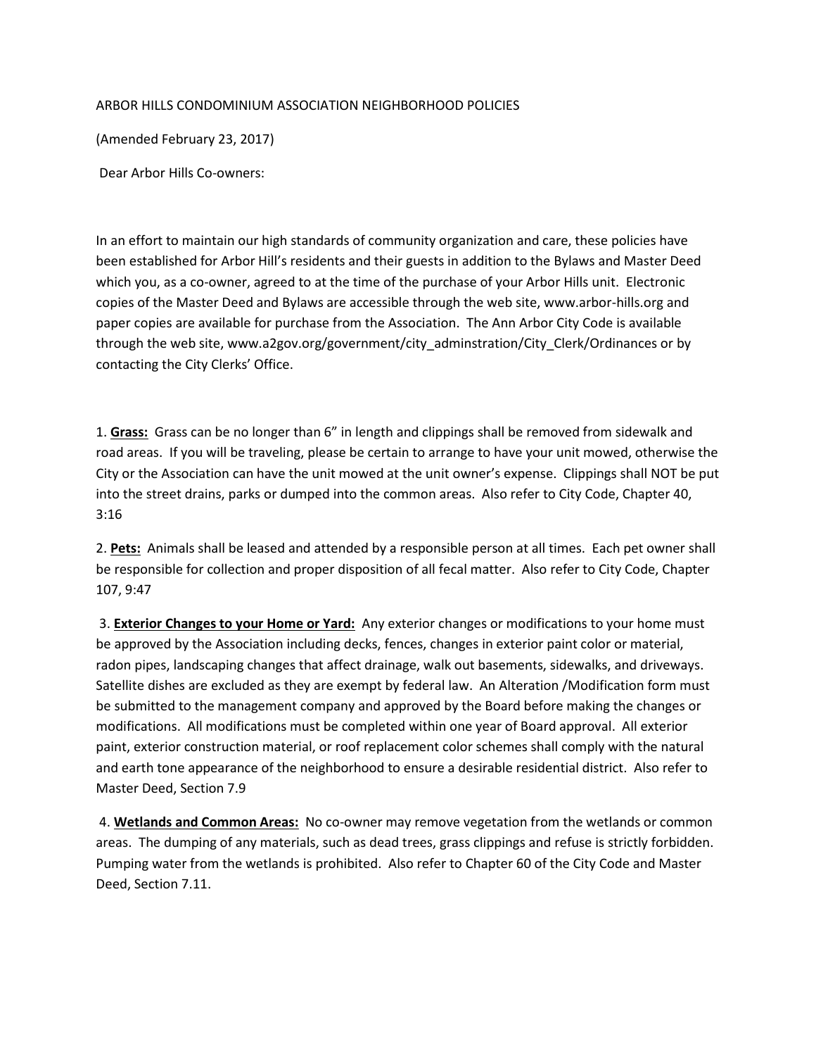ARBOR HILLS CONDOMINIUM ASSOCIATION NEIGHBORHOOD POLICIES

(Amended February 23, 2017)

Dear Arbor Hills Co-owners:

In an effort to maintain our high standards of community organization and care, these policies have been established for Arbor Hill's residents and their guests in addition to the Bylaws and Master Deed which you, as a co-owner, agreed to at the time of the purchase of your Arbor Hills unit. Electronic copies of the Master Deed and Bylaws are accessible through the web site, www.arbor-hills.org and paper copies are available for purchase from the Association. The Ann Arbor City Code is available through the web site, www.a2gov.org/government/city_adminstration/City_Clerk/Ordinances or by contacting the City Clerks' Office.

1. **<u>Grass:</u>** Grass can be no longer than 6" in length and clippings shall be removed from sidewalk and road areas. If you will be traveling, please be certain to arrange to have your unit mowed, otherwise the City or the Association can have the unit mowed at the unit owner's expense. Clippings shall NOT be put into the street drains, parks or dumped into the common areas. Also refer to City Code, Chapter 40, 3:16

2. **<u>Pets:</u>** Animals shall be leased and attended by a responsible person at all times. Each pet owner shall be responsible for collection and proper disposition of all fecal matter. Also refer to City Code, Chapter 107, 9:47

3. **<u>Exterior Changes to your Home or Yard:</u>** Any exterior changes or modifications to your home must be approved by the Association including decks, fences, changes in exterior paint color or material, radon pipes, landscaping changes that affect drainage, walk out basements, sidewalks, and driveways. Satellite dishes are excluded as they are exempt by federal law. An Alteration /Modification form must be submitted to the management company and approved by the Board before making the changes or modifications. All modifications must be completed within one year of Board approval. All exterior paint, exterior construction material, or roof replacement color schemes shall comply with the natural and earth tone appearance of the neighborhood to ensure a desirable residential district. Also refer to Master Deed, Section 7.9

4. **<u>Wetlands and Common Areas:</u>** No co-owner may remove vegetation from the wetlands or common areas. The dumping of any materials, such as dead trees, grass clippings and refuse is strictly forbidden. Pumping water from the wetlands is prohibited. Also refer to Chapter 60 of the City Code and Master Deed, Section 7.11.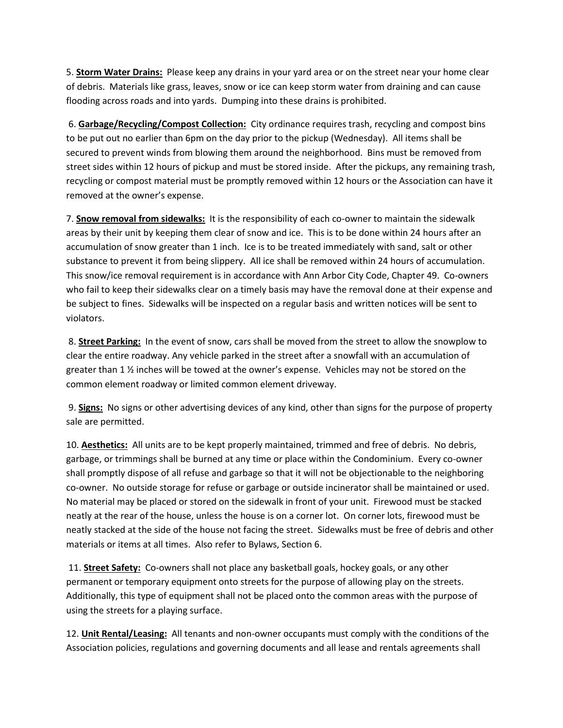5. **Storm Water Drains:** Please keep any drains in your yard area or on the street near your home clear of debris. Materials like grass, leaves, snow or ice can keep storm water from draining and can cause flooding across roads and into yards. Dumping into these drains is prohibited.

6. **Garbage/Recycling/Compost Collection:** City ordinance requires trash, recycling and compost bins to be put out no earlier than 6pm on the day prior to the pickup (Wednesday). All items shall be secured to prevent winds from blowing them around the neighborhood. Bins must be removed from street sides within 12 hours of pickup and must be stored inside. After the pickups, any remaining trash, recycling or compost material must be promptly removed within 12 hours or the Association can have it removed at the owner's expense.

7. **Snow removal from sidewalks:** It is the responsibility of each co-owner to maintain the sidewalk areas by their unit by keeping them clear of snow and ice. This is to be done within 24 hours after an accumulation of snow greater than 1 inch. Ice is to be treated immediately with sand, salt or other substance to prevent it from being slippery. All ice shall be removed within 24 hours of accumulation. This snow/ice removal requirement is in accordance with Ann Arbor City Code, Chapter 49. Co-owners who fail to keep their sidewalks clear on a timely basis may have the removal done at their expense and be subject to fines. Sidewalks will be inspected on a regular basis and written notices will be sent to violators.

8. **Street Parking:** In the event of snow, cars shall be moved from the street to allow the snowplow to clear the entire roadway. Any vehicle parked in the street after a snowfall with an accumulation of greater than 1 ½ inches will be towed at the owner's expense. Vehicles may not be stored on the common element roadway or limited common element driveway.

9. **Signs:** No signs or other advertising devices of any kind, other than signs for the purpose of property sale are permitted.

10. **Aesthetics:** All units are to be kept properly maintained, trimmed and free of debris. No debris, garbage, or trimmings shall be burned at any time or place within the Condominium. Every co-owner shall promptly dispose of all refuse and garbage so that it will not be objectionable to the neighboring co-owner. No outside storage for refuse or garbage or outside incinerator shall be maintained or used. No material may be placed or stored on the sidewalk in front of your unit. Firewood must be stacked neatly at the rear of the house, unless the house is on a corner lot. On corner lots, firewood must be neatly stacked at the side of the house not facing the street. Sidewalks must be free of debris and other materials or items at all times. Also refer to Bylaws, Section 6.

11. **Street Safety:** Co-owners shall not place any basketball goals, hockey goals, or any other permanent or temporary equipment onto streets for the purpose of allowing play on the streets. Additionally, this type of equipment shall not be placed onto the common areas with the purpose of using the streets for a playing surface.

12. **Unit Rental/Leasing:** All tenants and non-owner occupants must comply with the conditions of the Association policies, regulations and governing documents and all lease and rentals agreements shall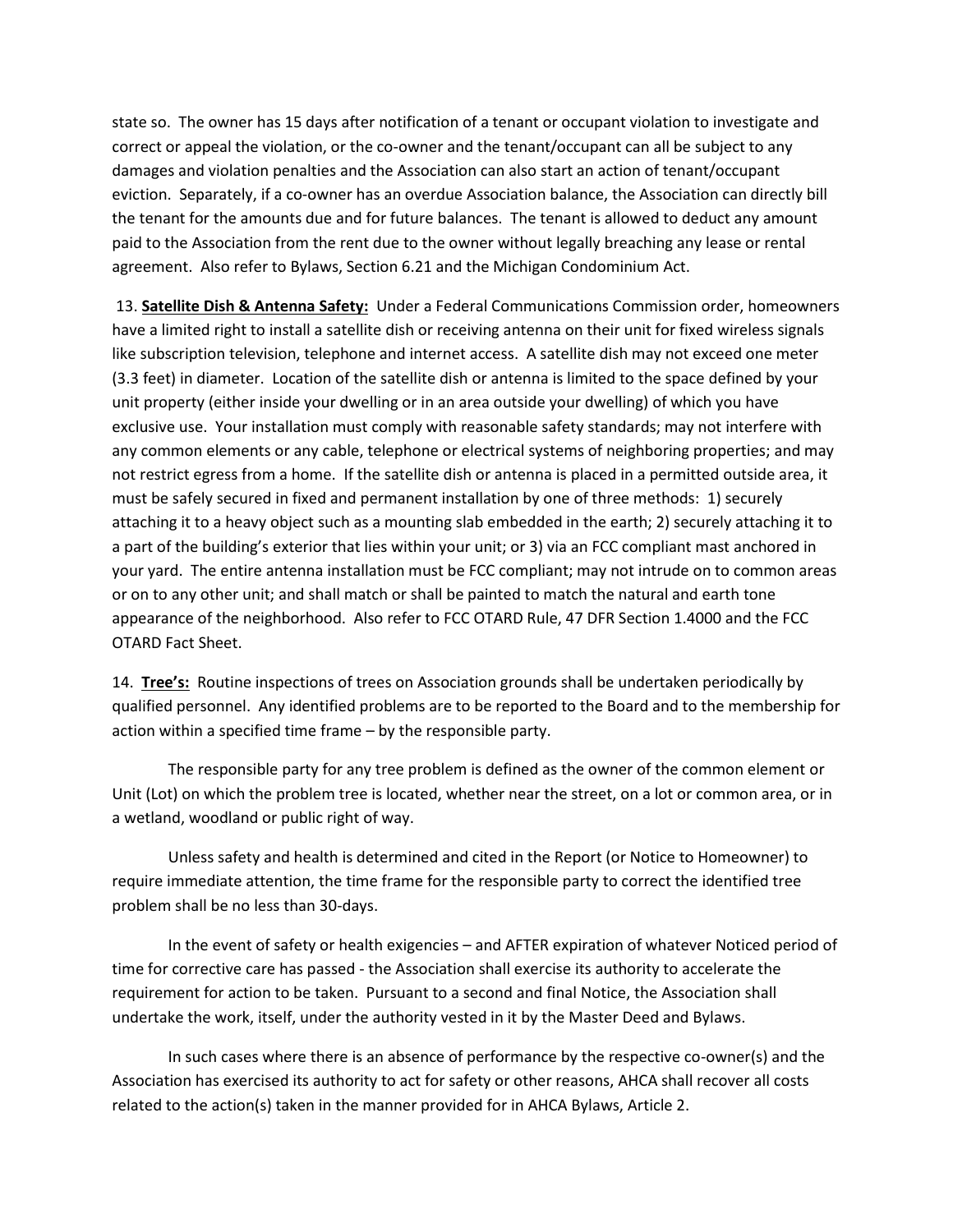state so. The owner has 15 days after notification of a tenant or occupant violation to investigate and correct or appeal the violation, or the co-owner and the tenant/occupant can all be subject to any damages and violation penalties and the Association can also start an action of tenant/occupant eviction. Separately, if a co-owner has an overdue Association balance, the Association can directly bill the tenant for the amounts due and for future balances. The tenant is allowed to deduct any amount paid to the Association from the rent due to the owner without legally breaching any lease or rental agreement. Also refer to Bylaws, Section 6.21 and the Michigan Condominium Act.

13. **<u>Satellite Dish & Antenna Safety:</u>** Under a Federal Communications Commission order, homeowners have a limited right to install a satellite dish or receiving antenna on their unit for fixed wireless signals like subscription television, telephone and internet access. A satellite dish may not exceed one meter (3.3 feet) in diameter. Location of the satellite dish or antenna is limited to the space defined by your unit property (either inside your dwelling or in an area outside your dwelling) of which you have exclusive use. Your installation must comply with reasonable safety standards; may not interfere with any common elements or any cable, telephone or electrical systems of neighboring properties; and may not restrict egress from a home. If the satellite dish or antenna is placed in a permitted outside area, it must be safely secured in fixed and permanent installation by one of three methods: 1) securely attaching it to a heavy object such as a mounting slab embedded in the earth; 2) securely attaching it to a part of the building's exterior that lies within your unit; or 3) via an FCC compliant mast anchored in your yard. The entire antenna installation must be FCC compliant; may not intrude on to common areas or on to any other unit; and shall match or shall be painted to match the natural and earth tone appearance of the neighborhood. Also refer to FCC OTARD Rule, 47 DFR Section 1.4000 and the FCC OTARD Fact Sheet.

14. **<u>Tree's:</u>** Routine inspections of trees on Association grounds shall be undertaken periodically by qualified personnel. Any identified problems are to be reported to the Board and to the membership for action within a specified time frame – by the responsible party.

The responsible party for any tree problem is defined as the owner of the common element or Unit (Lot) on which the problem tree is located, whether near the street, on a lot or common area, or in a wetland, woodland or public right of way.

Unless safety and health is determined and cited in the Report (or Notice to Homeowner) to require immediate attention, the time frame for the responsible party to correct the identified tree problem shall be no less than 30-days.

In the event of safety or health exigencies – and AFTER expiration of whatever Noticed period of time for corrective care has passed - the Association shall exercise its authority to accelerate the requirement for action to be taken. Pursuant to a second and final Notice, the Association shall undertake the work, itself, under the authority vested in it by the Master Deed and Bylaws.

In such cases where there is an absence of performance by the respective co-owner(s) and the Association has exercised its authority to act for safety or other reasons, AHCA shall recover all costs related to the action(s) taken in the manner provided for in AHCA Bylaws, Article 2.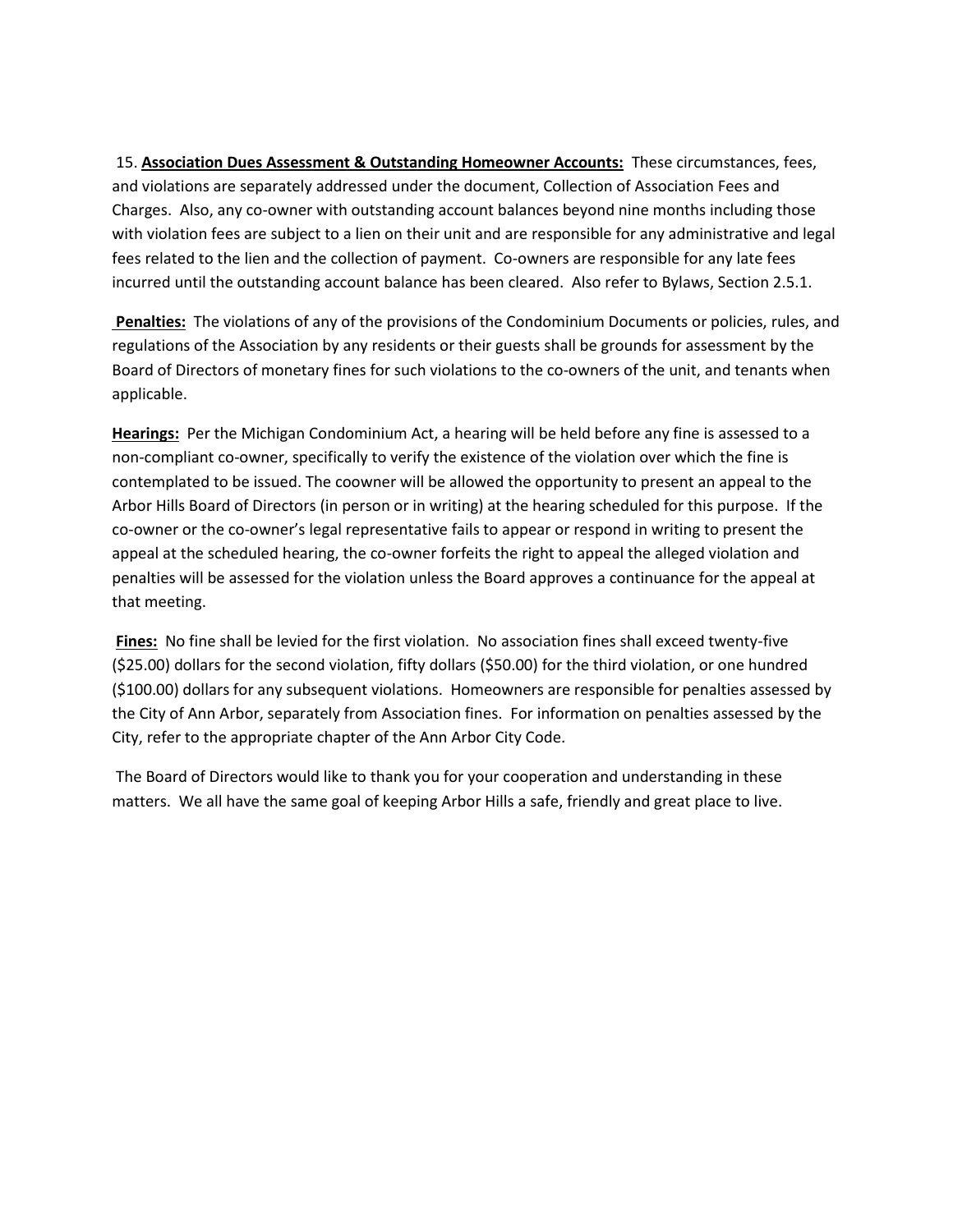15. **Association Dues Assessment & Outstanding Homeowner Accounts:** These circumstances, fees, and violations are separately addressed under the document, Collection of Association Fees and Charges. Also, any co-owner with outstanding account balances beyond nine months including those with violation fees are subject to a lien on their unit and are responsible for any administrative and legal fees related to the lien and the collection of payment. Co-owners are responsible for any late fees incurred until the outstanding account balance has been cleared. Also refer to Bylaws, Section 2.5.1.

**Penalties:** The violations of any of the provisions of the Condominium Documents or policies, rules, and regulations of the Association by any residents or their guests shall be grounds for assessment by the Board of Directors of monetary fines for such violations to the co-owners of the unit, and tenants when applicable.

**Hearings:** Per the Michigan Condominium Act, a hearing will be held before any fine is assessed to a non-compliant co-owner, specifically to verify the existence of the violation over which the fine is contemplated to be issued. The coowner will be allowed the opportunity to present an appeal to the Arbor Hills Board of Directors (in person or in writing) at the hearing scheduled for this purpose. If the co-owner or the co-owner's legal representative fails to appear or respond in writing to present the appeal at the scheduled hearing, the co-owner forfeits the right to appeal the alleged violation and penalties will be assessed for the violation unless the Board approves a continuance for the appeal at that meeting.

**Fines:** No fine shall be levied for the first violation. No association fines shall exceed twenty-five ($25.00) dollars for the second violation, fifty dollars ($50.00) for the third violation, or one hundred ($100.00) dollars for any subsequent violations. Homeowners are responsible for penalties assessed by the City of Ann Arbor, separately from Association fines. For information on penalties assessed by the City, refer to the appropriate chapter of the Ann Arbor City Code.

The Board of Directors would like to thank you for your cooperation and understanding in these matters. We all have the same goal of keeping Arbor Hills a safe, friendly and great place to live.